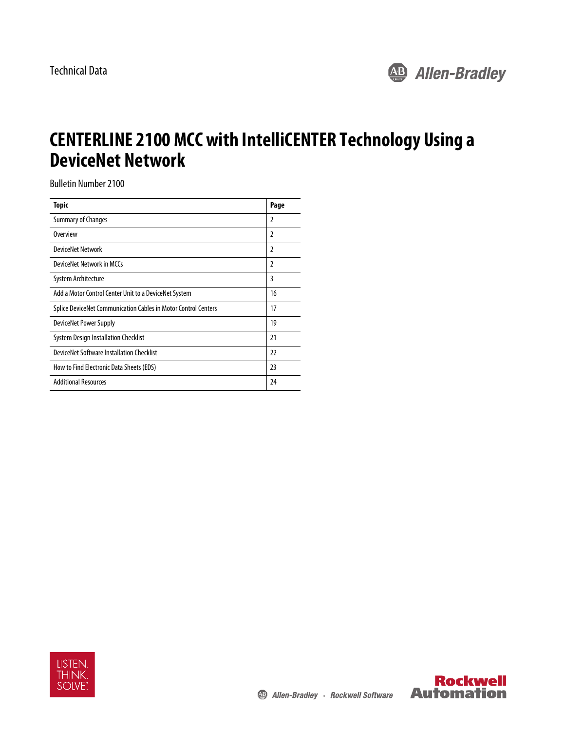Technical Data

# CENTERLINE 2100 MCC with IntelliCENTER Technology Using a DeviceNet Network

Bulletin Number 2100

| Topic | Page |
|---|---|
| Summary of Changes | 2 |
| Overview | 2 |
| DeviceNet Network | 2 |
| DeviceNet Network in MCCs | 2 |
| System Architecture | 3 |
| Add a Motor Control Center Unit to a DeviceNet System | 16 |
| Splice DeviceNet Communication Cables in Motor Control Centers | 17 |
| DeviceNet Power Supply | 19 |
| System Design Installation Checklist | 21 |
| DeviceNet Software Installation Checklist | 22 |
| How to Find Electronic Data Sheets (EDS) | 23 |
| Additional Resources | 24 |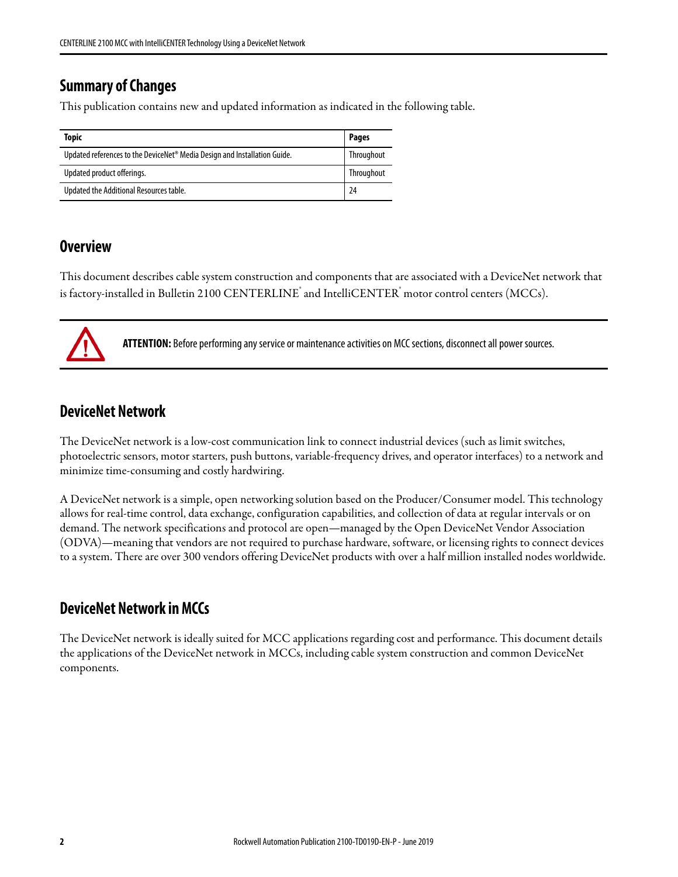## Summary of Changes

This publication contains new and updated information as indicated in the following table.

| Topic | Pages |
|---|---|
| Updated references to the DeviceNet® Media Design and Installation Guide. | Throughout |
| Updated product offerings. | Throughout |
| Updated the Additional Resources table. | 24 |

## Overview

This document describes cable system construction and components that are associated with a DeviceNet network that is factory-installed in Bulletin 2100 CENTERLINE® and IntelliCENTER® motor control centers (MCCs).

**ATTENTION:** Before performing any service or maintenance activities on MCC sections, disconnect all power sources.

## DeviceNet Network

The DeviceNet network is a low-cost communication link to connect industrial devices (such as limit switches, photoelectric sensors, motor starters, push buttons, variable-frequency drives, and operator interfaces) to a network and minimize time-consuming and costly hardwiring.

A DeviceNet network is a simple, open networking solution based on the Producer/Consumer model. This technology allows for real-time control, data exchange, configuration capabilities, and collection of data at regular intervals or on demand. The network specifications and protocol are open—managed by the Open DeviceNet Vendor Association (ODVA)—meaning that vendors are not required to purchase hardware, software, or licensing rights to connect devices to a system. There are over 300 vendors offering DeviceNet products with over a half million installed nodes worldwide.

## DeviceNet Network in MCCs

The DeviceNet network is ideally suited for MCC applications regarding cost and performance. This document details the applications of the DeviceNet network in MCCs, including cable system construction and common DeviceNet components.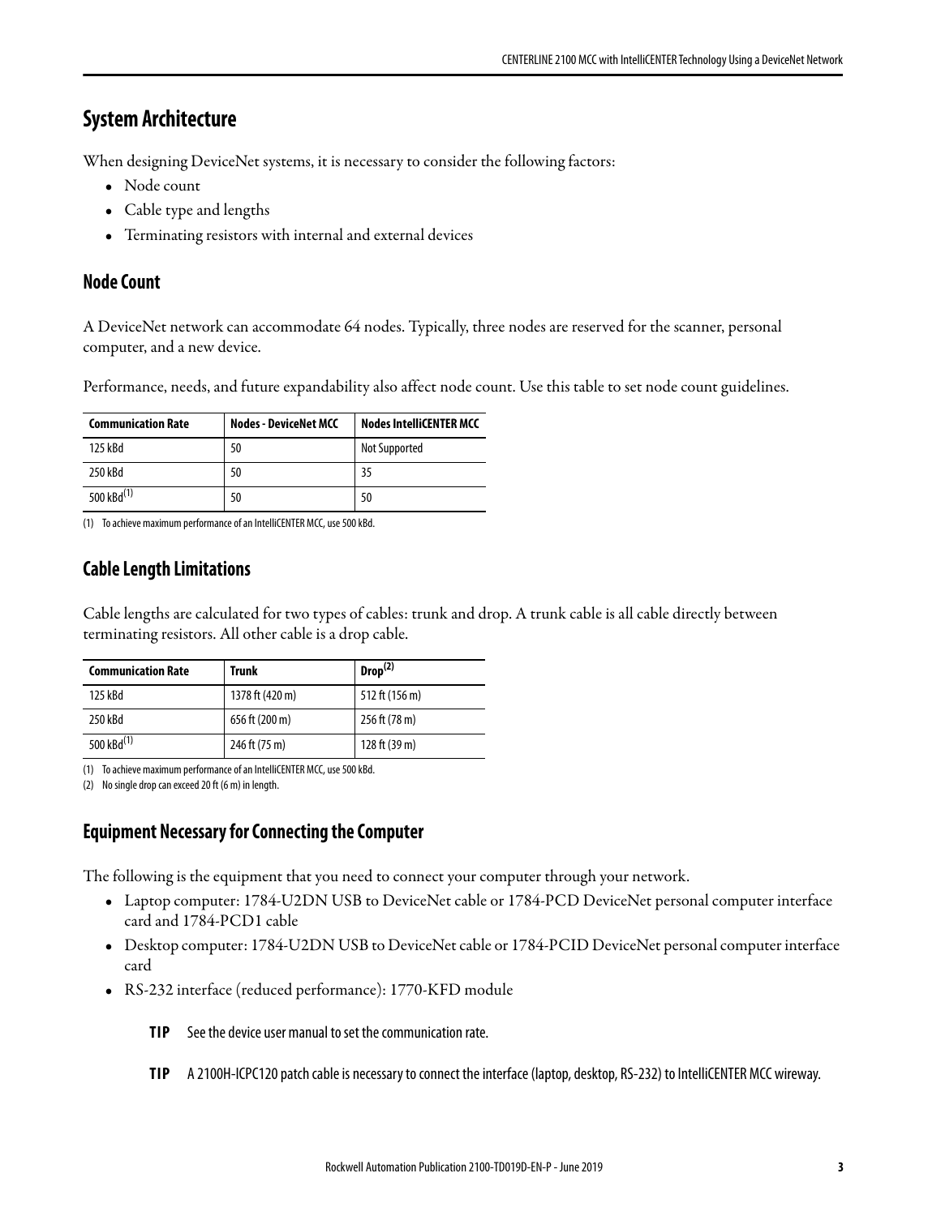## System Architecture

When designing DeviceNet systems, it is necessary to consider the following factors:

- Node count
- Cable type and lengths
- Terminating resistors with internal and external devices

### Node Count

A DeviceNet network can accommodate 64 nodes. Typically, three nodes are reserved for the scanner, personal computer, and a new device.

Performance, needs, and future expandability also affect node count. Use this table to set node count guidelines.

| Communication Rate | Nodes - DeviceNet MCC | Nodes IntelliCENTER MCC |
|---|---|---|
| 125 kBd | 50 | Not Supported |
| 250 kBd | 50 | 35 |
| 500 kBd(1) | 50 | 50 |

(1) To achieve maximum performance of an IntelliCENTER MCC, use 500 kBd.

### Cable Length Limitations

Cable lengths are calculated for two types of cables: trunk and drop. A trunk cable is all cable directly between terminating resistors. All other cable is a drop cable.

| Communication Rate | Trunk | Drop(2) |
|---|---|---|
| 125 kBd | 1378 ft (420 m) | 512 ft (156 m) |
| 250 kBd | 656 ft (200 m) | 256 ft (78 m) |
| 500 kBd(1) | 246 ft (75 m) | 128 ft (39 m) |

(1) To achieve maximum performance of an IntelliCENTER MCC, use 500 kBd.

(2) No single drop can exceed 20 ft (6 m) in length.

### Equipment Necessary for Connecting the Computer

The following is the equipment that you need to connect your computer through your network.

- Laptop computer: 1784-U2DN USB to DeviceNet cable or 1784-PCD DeviceNet personal computer interface card and 1784-PCD1 cable
- Desktop computer: 1784-U2DN USB to DeviceNet cable or 1784-PCID DeviceNet personal computer interface card
- RS-232 interface (reduced performance): 1770-KFD module

**TIP** See the device user manual to set the communication rate.

**TIP** A 2100H-ICPC120 patch cable is necessary to connect the interface (laptop, desktop, RS-232) to IntelliCENTER MCC wireway.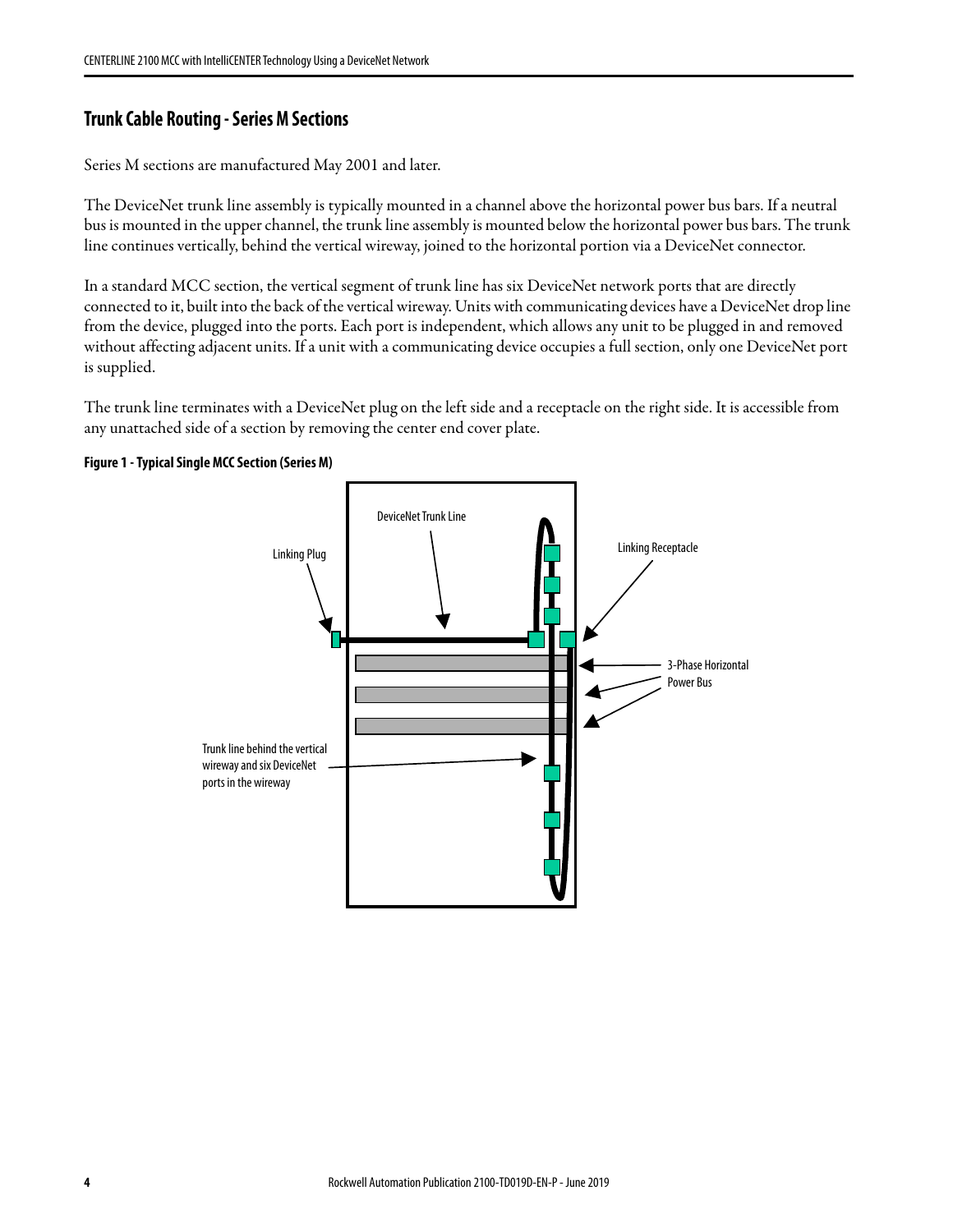## Trunk Cable Routing - Series M Sections

Series M sections are manufactured May 2001 and later.

The DeviceNet trunk line assembly is typically mounted in a channel above the horizontal power bus bars. If a neutral bus is mounted in the upper channel, the trunk line assembly is mounted below the horizontal power bus bars. The trunk line continues vertically, behind the vertical wireway, joined to the horizontal portion via a DeviceNet connector.

In a standard MCC section, the vertical segment of trunk line has six DeviceNet network ports that are directly connected to it, built into the back of the vertical wireway. Units with communicating devices have a DeviceNet drop line from the device, plugged into the ports. Each port is independent, which allows any unit to be plugged in and removed without affecting adjacent units. If a unit with a communicating device occupies a full section, only one DeviceNet port is supplied.

The trunk line terminates with a DeviceNet plug on the left side and a receptacle on the right side. It is accessible from any unattached side of a section by removing the center end cover plate.

**Figure 1 - Typical Single MCC Section (Series M)**

DeviceNet Trunk Line

Linking Plug

Linking Receptacle

3-Phase Horizontal Power Bus

Trunk line behind the vertical wireway and six DeviceNet ports in the wireway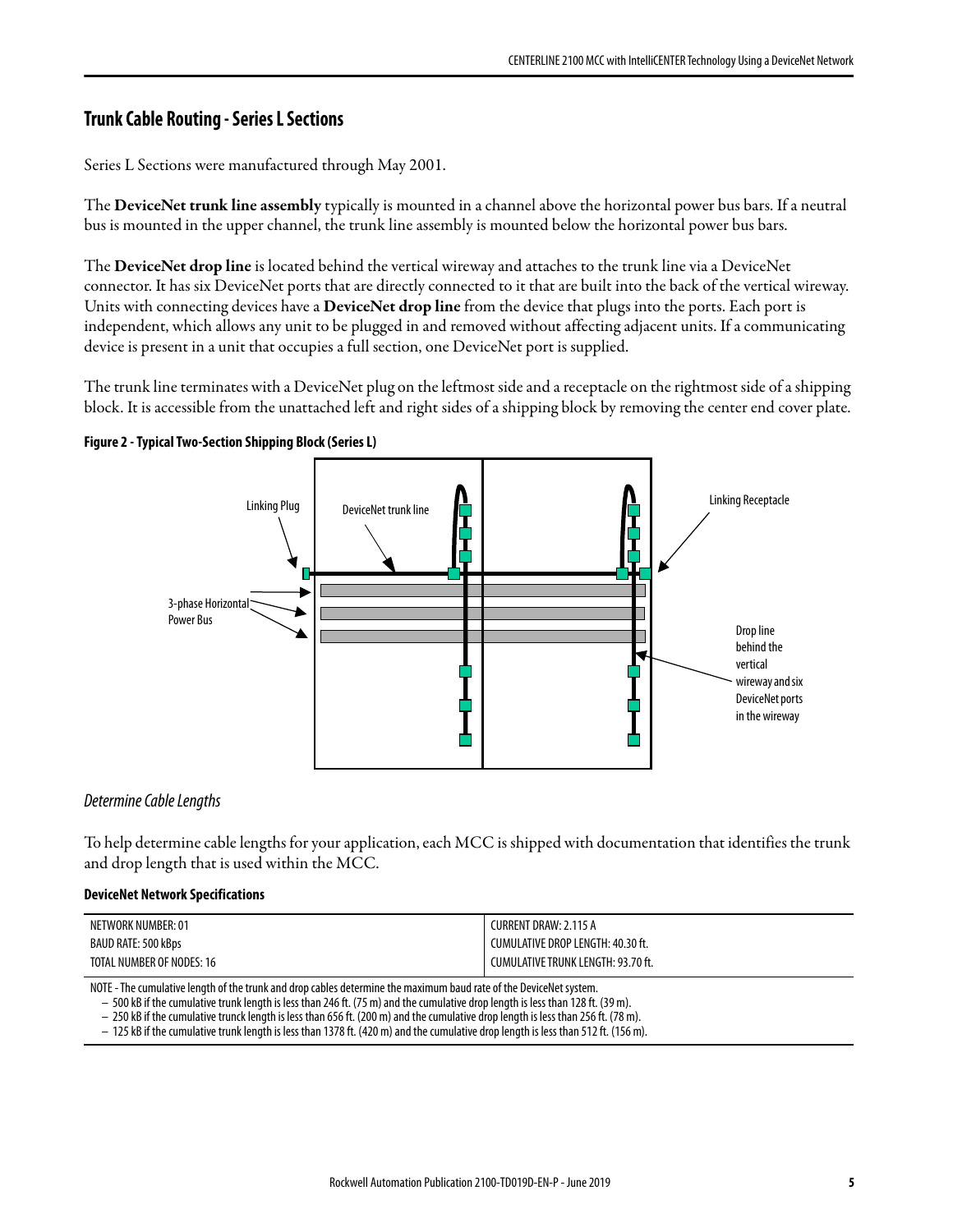## Trunk Cable Routing - Series L Sections

Series L Sections were manufactured through May 2001.

The **DeviceNet trunk line assembly** typically is mounted in a channel above the horizontal power bus bars. If a neutral bus is mounted in the upper channel, the trunk line assembly is mounted below the horizontal power bus bars.

The **DeviceNet drop line** is located behind the vertical wireway and attaches to the trunk line via a DeviceNet connector. It has six DeviceNet ports that are directly connected to it that are built into the back of the vertical wireway. Units with connecting devices have a **DeviceNet drop line** from the device that plugs into the ports. Each port is independent, which allows any unit to be plugged in and removed without affecting adjacent units. If a communicating device is present in a unit that occupies a full section, one DeviceNet port is supplied.

The trunk line terminates with a DeviceNet plug on the leftmost side and a receptacle on the rightmost side of a shipping block. It is accessible from the unattached left and right sides of a shipping block by removing the center end cover plate.

**Figure 2 - Typical Two-Section Shipping Block (Series L)**

Linking Plug

DeviceNet trunk line

Linking Receptacle

3-phase Horizontal Power Bus

Drop line behind the vertical wireway and six DeviceNet ports in the wireway

### *Determine Cable Lengths*

To help determine cable lengths for your application, each MCC is shipped with documentation that identifies the trunk and drop length that is used within the MCC.

**DeviceNet Network Specifications**

| | |
|---|---|
| NETWORK NUMBER: 01 | CURRENT DRAW: 2.115 A |
| BAUD RATE: 500 kBps | CUMULATIVE DROP LENGTH: 40.30 ft. |
| TOTAL NUMBER OF NODES: 16 | CUMULATIVE TRUNK LENGTH: 93.70 ft. |

NOTE - The cumulative length of the trunk and drop cables determine the maximum baud rate of the DeviceNet system.
- 500 kB if the cumulative trunk length is less than 246 ft. (75 m) and the cumulative drop length is less than 128 ft. (39 m).
- 250 kB if the cumulative trunck length is less than 656 ft. (200 m) and the cumulative drop length is less than 256 ft. (78 m).
- 125 kB if the cumulative trunk length is less than 1378 ft. (420 m) and the cumulative drop length is less than 512 ft. (156 m).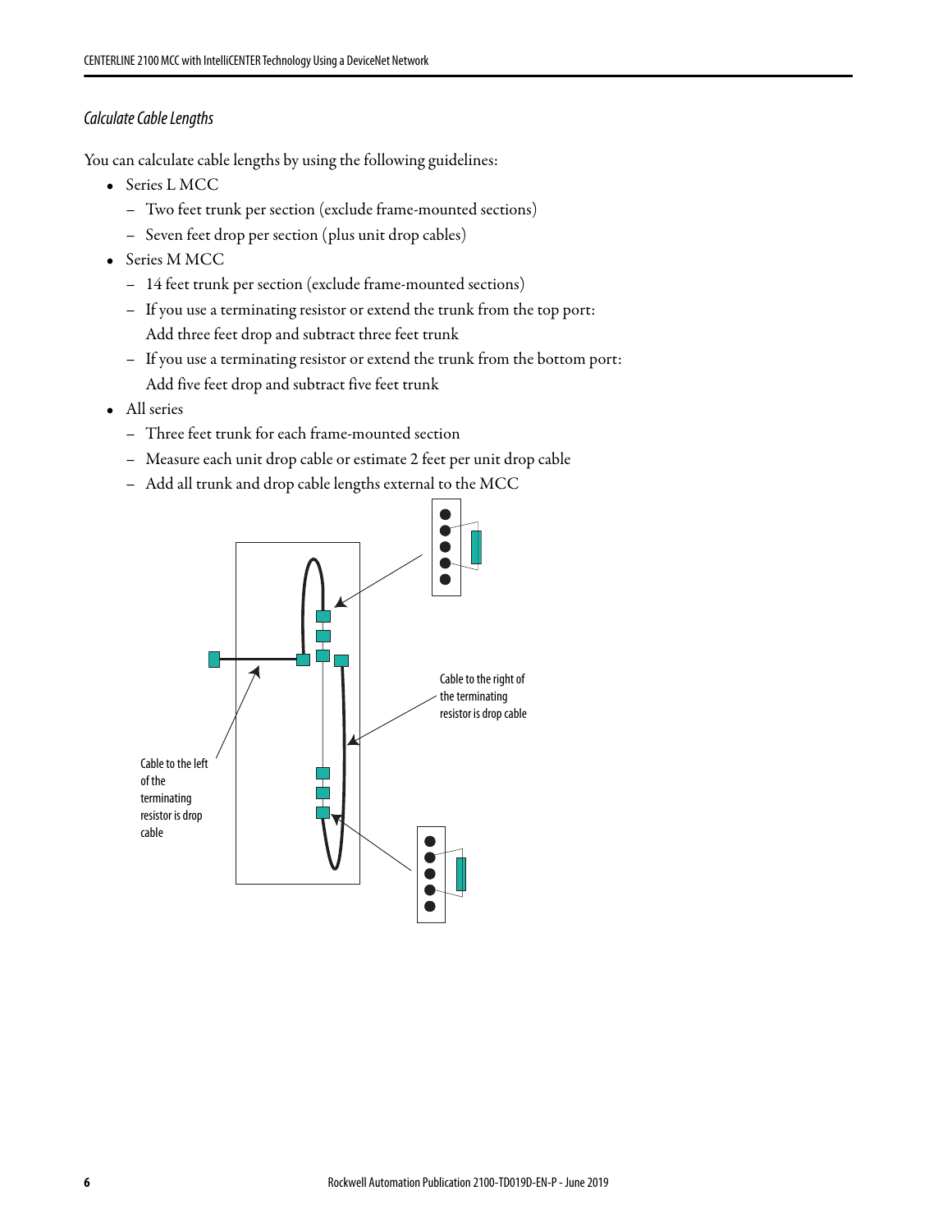### *Calculate Cable Lengths*

You can calculate cable lengths by using the following guidelines:

- Series L MCC
  - Two feet trunk per section (exclude frame-mounted sections)
  - Seven feet drop per section (plus unit drop cables)
- Series M MCC
  - 14 feet trunk per section (exclude frame-mounted sections)
  - If you use a terminating resistor or extend the trunk from the top port: Add three feet drop and subtract three feet trunk
  - If you use a terminating resistor or extend the trunk from the bottom port: Add five feet drop and subtract five feet trunk
- All series
  - Three feet trunk for each frame-mounted section
  - Measure each unit drop cable or estimate 2 feet per unit drop cable
  - Add all trunk and drop cable lengths external to the MCC

Cable to the right of the terminating resistor is drop cable

Cable to the left of the terminating resistor is drop cable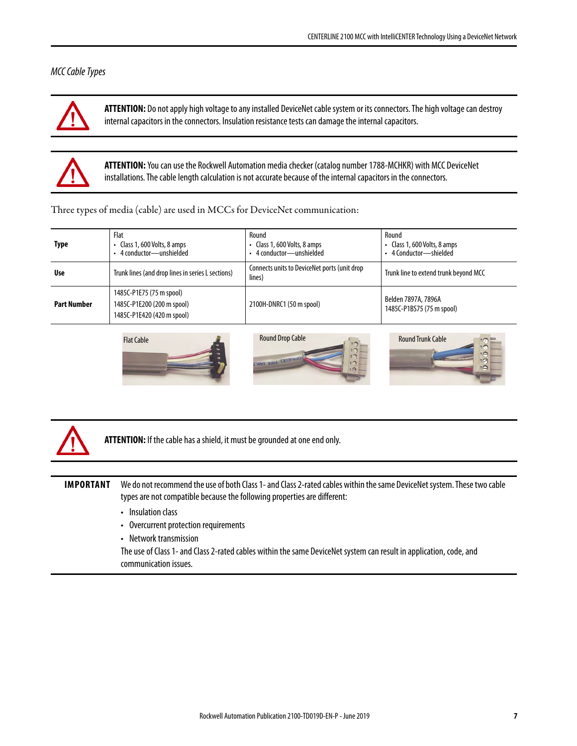*MCC Cable Types*

**ATTENTION:** Do not apply high voltage to any installed DeviceNet cable system or its connectors. The high voltage can destroy internal capacitors in the connectors. Insulation resistance tests can damage the internal capacitors.

**ATTENTION:** You can use the Rockwell Automation media checker (catalog number 1788-MCHKR) with MCC DeviceNet installations. The cable length calculation is not accurate because of the internal capacitors in the connectors.

Three types of media (cable) are used in MCCs for DeviceNet communication:

| **Type** | Flat<br>• Class 1, 600 Volts, 8 amps<br>• 4 conductor—unshielded | Round<br>• Class 1, 600 Volts, 8 amps<br>• 4 conductor—unshielded | Round<br>• Class 1, 600 Volts, 8 amps<br>• 4 Conductor—shielded |
|---|---|---|---|
| **Use** | Trunk lines (and drop lines in series L sections) | Connects units to DeviceNet ports (unit drop lines) | Trunk line to extend trunk beyond MCC |
| **Part Number** | 1485C-P1E75 (75 m spool)<br>1485C-P1E200 (200 m spool)<br>1485C-P1E420 (420 m spool) | 2100H-DNRC1 (50 m spool) | Belden 7897A, 7896A<br>1485C-P1BS75 (75 m spool) |
| | Flat Cable | Round Drop Cable | Round Trunk Cable |

**ATTENTION:** If the cable has a shield, it must be grounded at one end only.

**IMPORTANT** We do not recommend the use of both Class 1- and Class 2-rated cables within the same DeviceNet system. These two cable types are not compatible because the following properties are different:

- Insulation class
- Overcurrent protection requirements
- Network transmission

The use of Class 1- and Class 2-rated cables within the same DeviceNet system can result in application, code, and communication issues.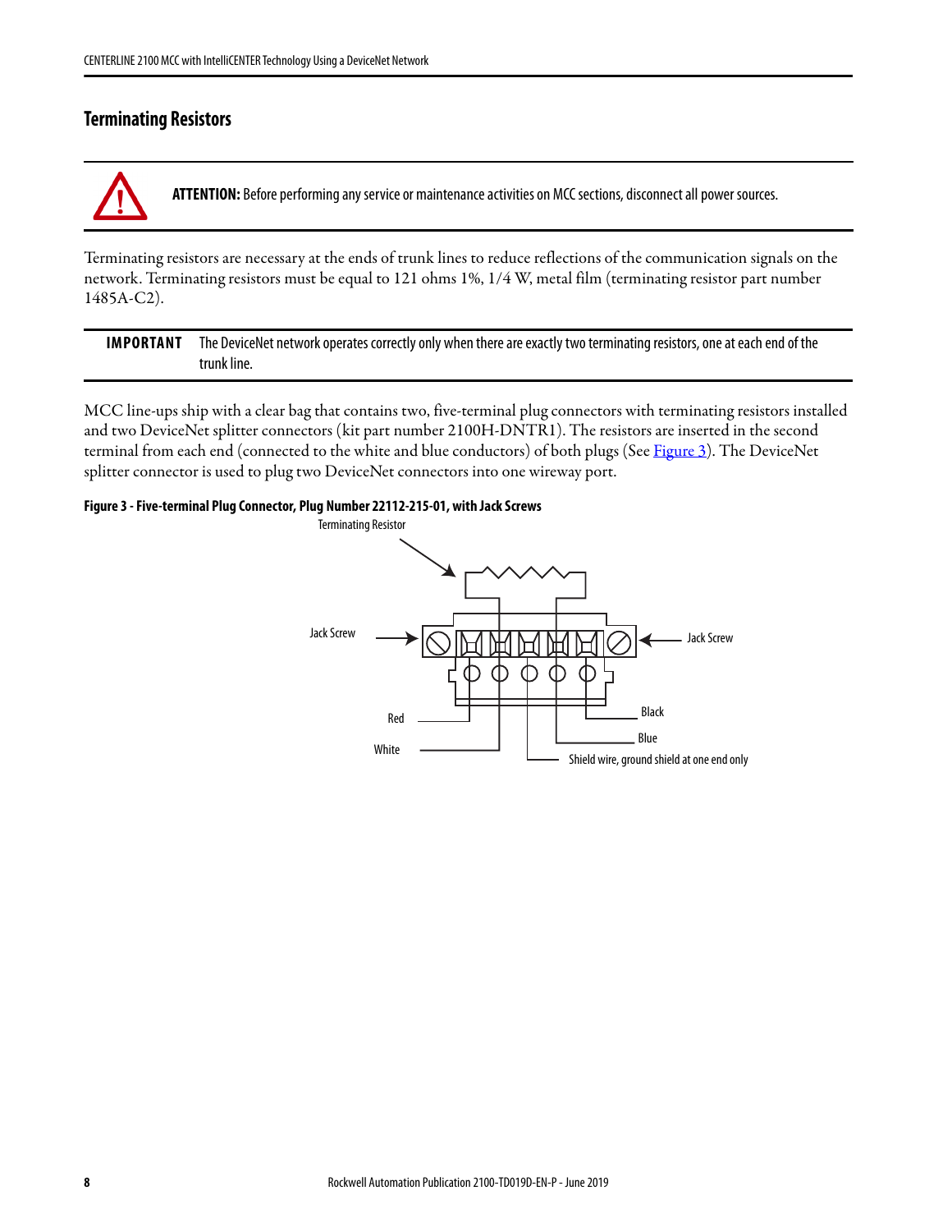## Terminating Resistors

**ATTENTION:** Before performing any service or maintenance activities on MCC sections, disconnect all power sources.

Terminating resistors are necessary at the ends of trunk lines to reduce reflections of the communication signals on the network. Terminating resistors must be equal to 121 ohms 1%, 1/4 W, metal film (terminating resistor part number 1485A-C2).

**IMPORTANT** The DeviceNet network operates correctly only when there are exactly two terminating resistors, one at each end of the trunk line.

MCC line-ups ship with a clear bag that contains two, five-terminal plug connectors with terminating resistors installed and two DeviceNet splitter connectors (kit part number 2100H-DNTR1). The resistors are inserted in the second terminal from each end (connected to the white and blue conductors) of both plugs (See Figure 3). The DeviceNet splitter connector is used to plug two DeviceNet connectors into one wireway port.

**Figure 3 - Five-terminal Plug Connector, Plug Number 22112-215-01, with Jack Screws**

Terminating Resistor

Jack Screw

Jack Screw

Red

White

Black

Blue

Shield wire, ground shield at one end only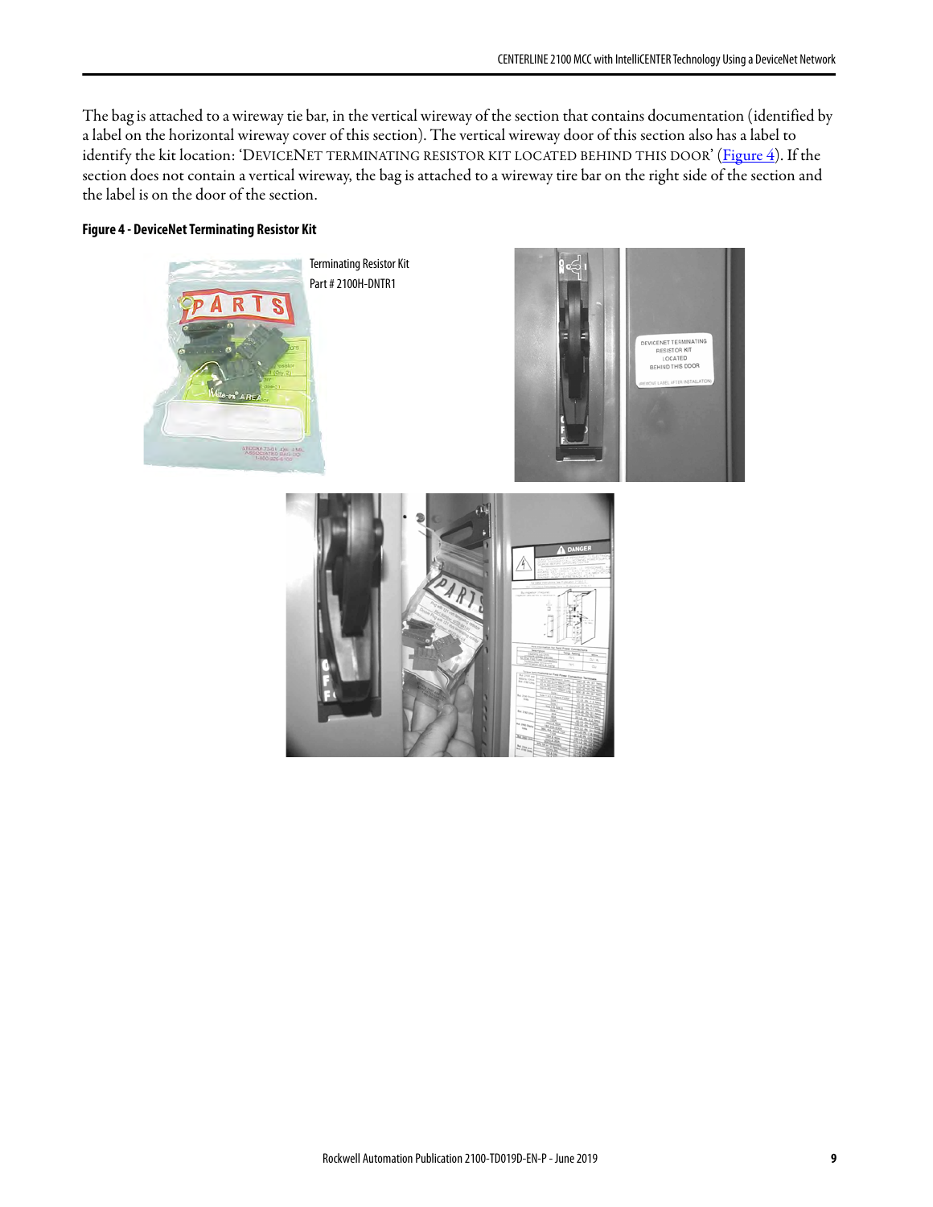The bag is attached to a wireway tie bar, in the vertical wireway of the section that contains documentation (identified by a label on the horizontal wireway cover of this section). The vertical wireway door of this section also has a label to identify the kit location: 'DEVICENET TERMINATING RESISTOR KIT LOCATED BEHIND THIS DOOR' (Figure 4). If the section does not contain a vertical wireway, the bag is attached to a wireway tire bar on the right side of the section and the label is on the door of the section.

**Figure 4 - DeviceNet Terminating Resistor Kit**

Terminating Resistor Kit
Part # 2100H-DNTR1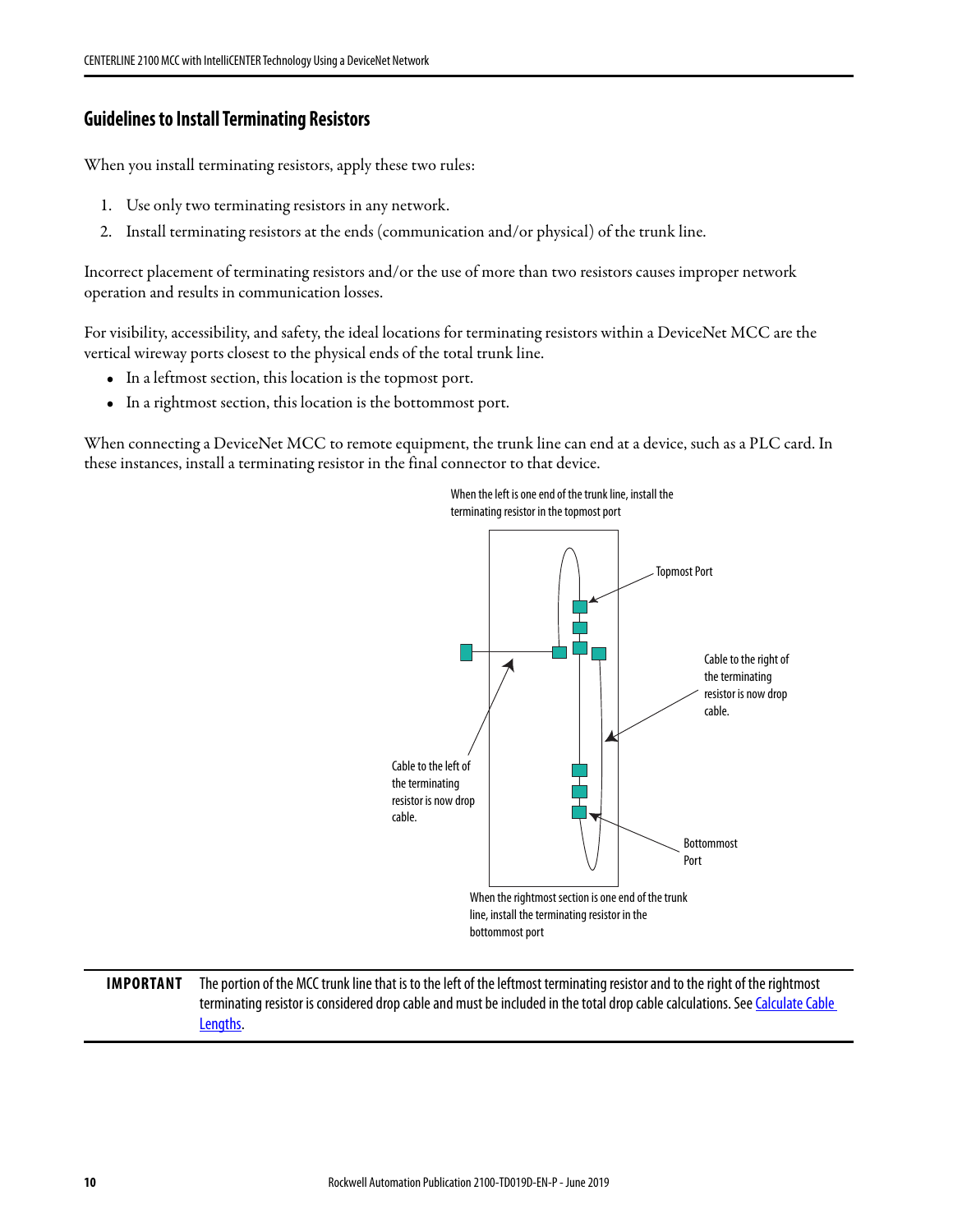## Guidelines to Install Terminating Resistors

When you install terminating resistors, apply these two rules:

1. Use only two terminating resistors in any network.
2. Install terminating resistors at the ends (communication and/or physical) of the trunk line.

Incorrect placement of terminating resistors and/or the use of more than two resistors causes improper network operation and results in communication losses.

For visibility, accessibility, and safety, the ideal locations for terminating resistors within a DeviceNet MCC are the vertical wireway ports closest to the physical ends of the total trunk line.

- In a leftmost section, this location is the topmost port.
- In a rightmost section, this location is the bottommost port.

When connecting a DeviceNet MCC to remote equipment, the trunk line can end at a device, such as a PLC card. In these instances, install a terminating resistor in the final connector to that device.

When the left is one end of the trunk line, install the terminating resistor in the topmost port

Topmost Port

Cable to the right of the terminating resistor is now drop cable.

Cable to the left of the terminating resistor is now drop cable.

Bottommost Port

When the rightmost section is one end of the trunk line, install the terminating resistor in the bottommost port

**IMPORTANT** The portion of the MCC trunk line that is to the left of the leftmost terminating resistor and to the right of the rightmost terminating resistor is considered drop cable and must be included in the total drop cable calculations. See Calculate Cable Lengths.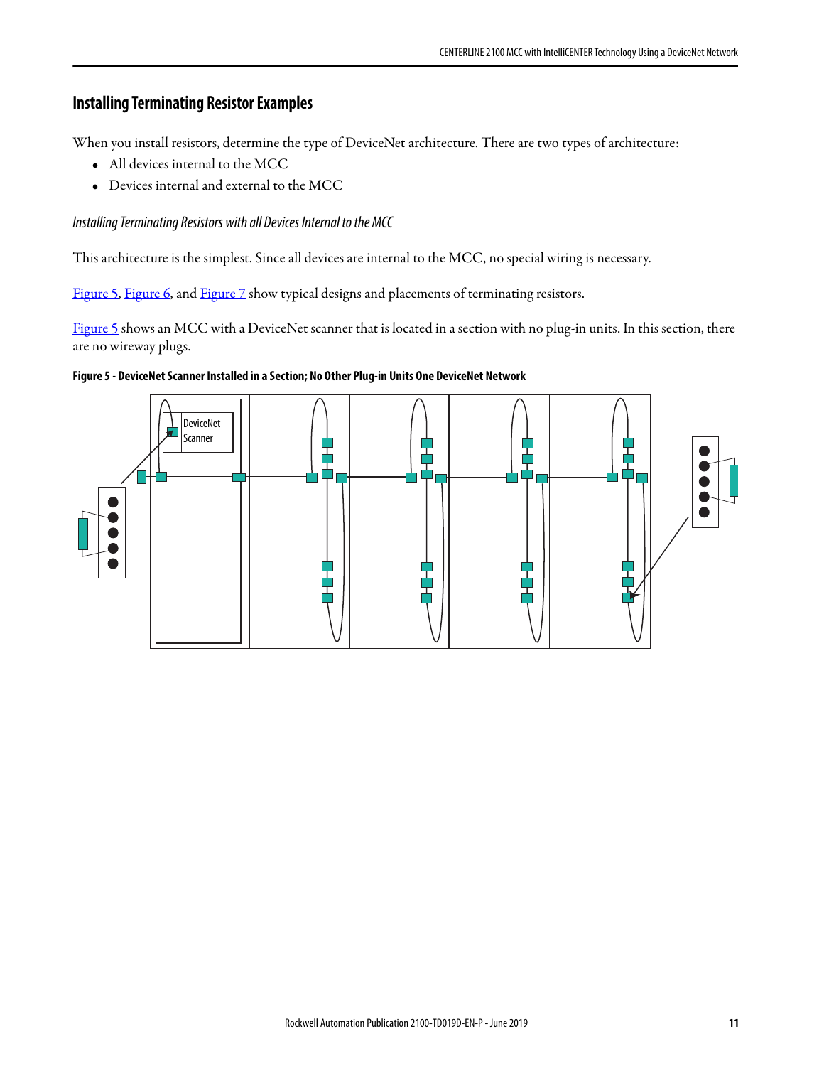## Installing Terminating Resistor Examples

When you install resistors, determine the type of DeviceNet architecture. There are two types of architecture:

- All devices internal to the MCC
- Devices internal and external to the MCC

*Installing Terminating Resistors with all Devices Internal to the MCC*

This architecture is the simplest. Since all devices are internal to the MCC, no special wiring is necessary.

Figure 5, Figure 6, and Figure 7 show typical designs and placements of terminating resistors.

Figure 5 shows an MCC with a DeviceNet scanner that is located in a section with no plug-in units. In this section, there are no wireway plugs.

**Figure 5 - DeviceNet Scanner Installed in a Section; No Other Plug-in Units One DeviceNet Network**

DeviceNet Scanner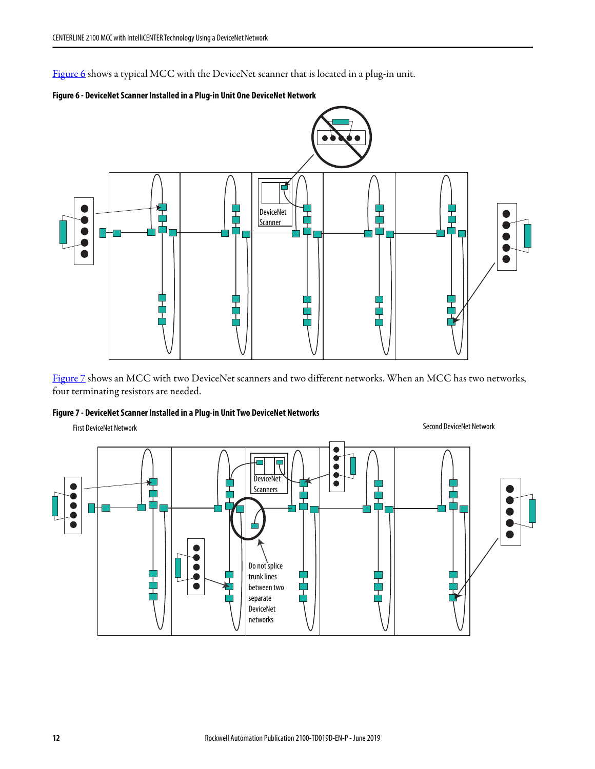Figure 6 shows a typical MCC with the DeviceNet scanner that is located in a plug-in unit.

**Figure 6 - DeviceNet Scanner Installed in a Plug-in Unit One DeviceNet Network**

DeviceNet Scanner

Figure 7 shows an MCC with two DeviceNet scanners and two different networks. When an MCC has two networks, four terminating resistors are needed.

**Figure 7 - DeviceNet Scanner Installed in a Plug-in Unit Two DeviceNet Networks**

First DeviceNet Network

Second DeviceNet Network

DeviceNet Scanners

Do not splice trunk lines between two separate DeviceNet networks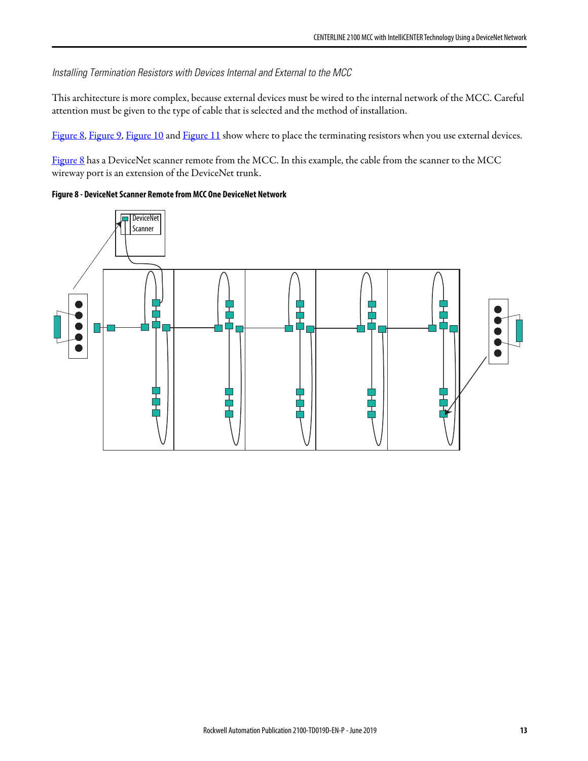*Installing Termination Resistors with Devices Internal and External to the MCC*

This architecture is more complex, because external devices must be wired to the internal network of the MCC. Careful attention must be given to the type of cable that is selected and the method of installation.

Figure 8, Figure 9, Figure 10 and Figure 11 show where to place the terminating resistors when you use external devices.

Figure 8 has a DeviceNet scanner remote from the MCC. In this example, the cable from the scanner to the MCC wireway port is an extension of the DeviceNet trunk.

**Figure 8 - DeviceNet Scanner Remote from MCC One DeviceNet Network**

DeviceNet Scanner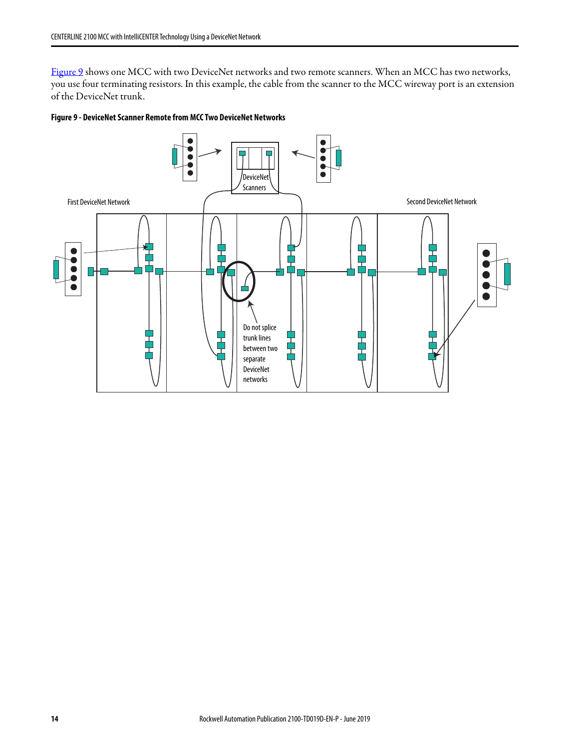Figure 9 shows one MCC with two DeviceNet networks and two remote scanners. When an MCC has two networks, you use four terminating resistors. In this example, the cable from the scanner to the MCC wireway port is an extension of the DeviceNet trunk.

**Figure 9 - DeviceNet Scanner Remote from MCC Two DeviceNet Networks**

DeviceNet Scanners

First DeviceNet Network

Second DeviceNet Network

Do not splice trunk lines between two separate DeviceNet networks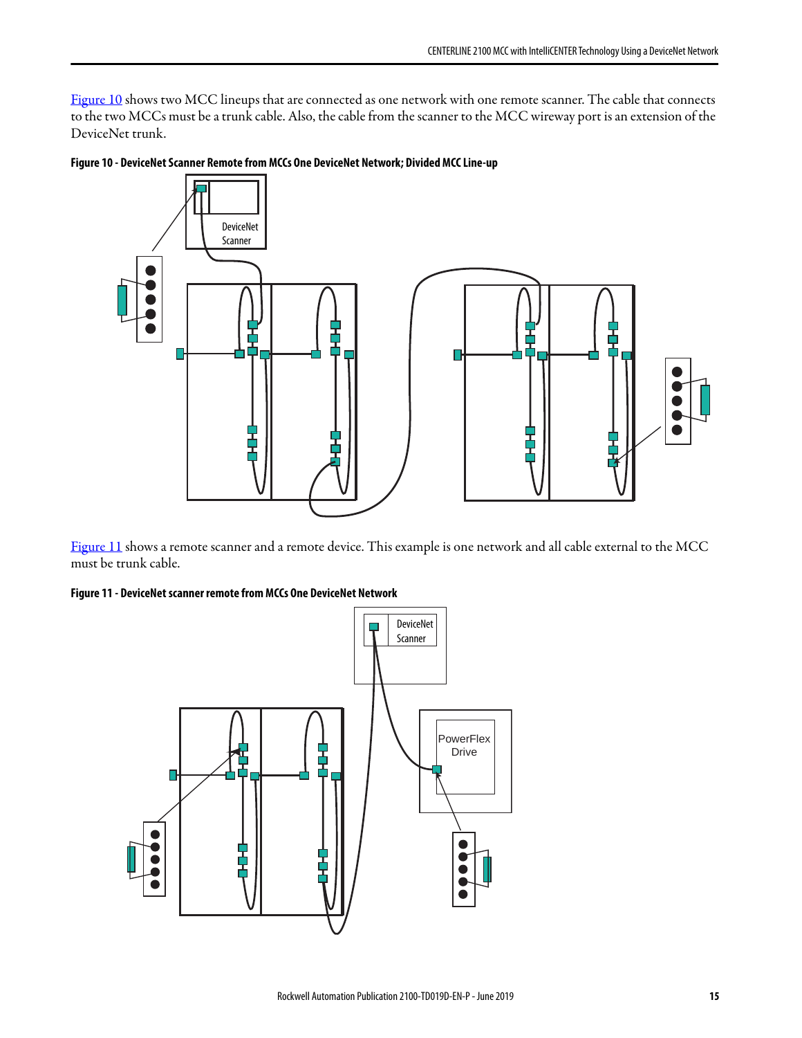Figure 10 shows two MCC lineups that are connected as one network with one remote scanner. The cable that connects to the two MCCs must be a trunk cable. Also, the cable from the scanner to the MCC wireway port is an extension of the DeviceNet trunk.

**Figure 10 - DeviceNet Scanner Remote from MCCs One DeviceNet Network; Divided MCC Line-up**

Figure 11 shows a remote scanner and a remote device. This example is one network and all cable external to the MCC must be trunk cable.

**Figure 11 - DeviceNet scanner remote from MCCs One DeviceNet Network**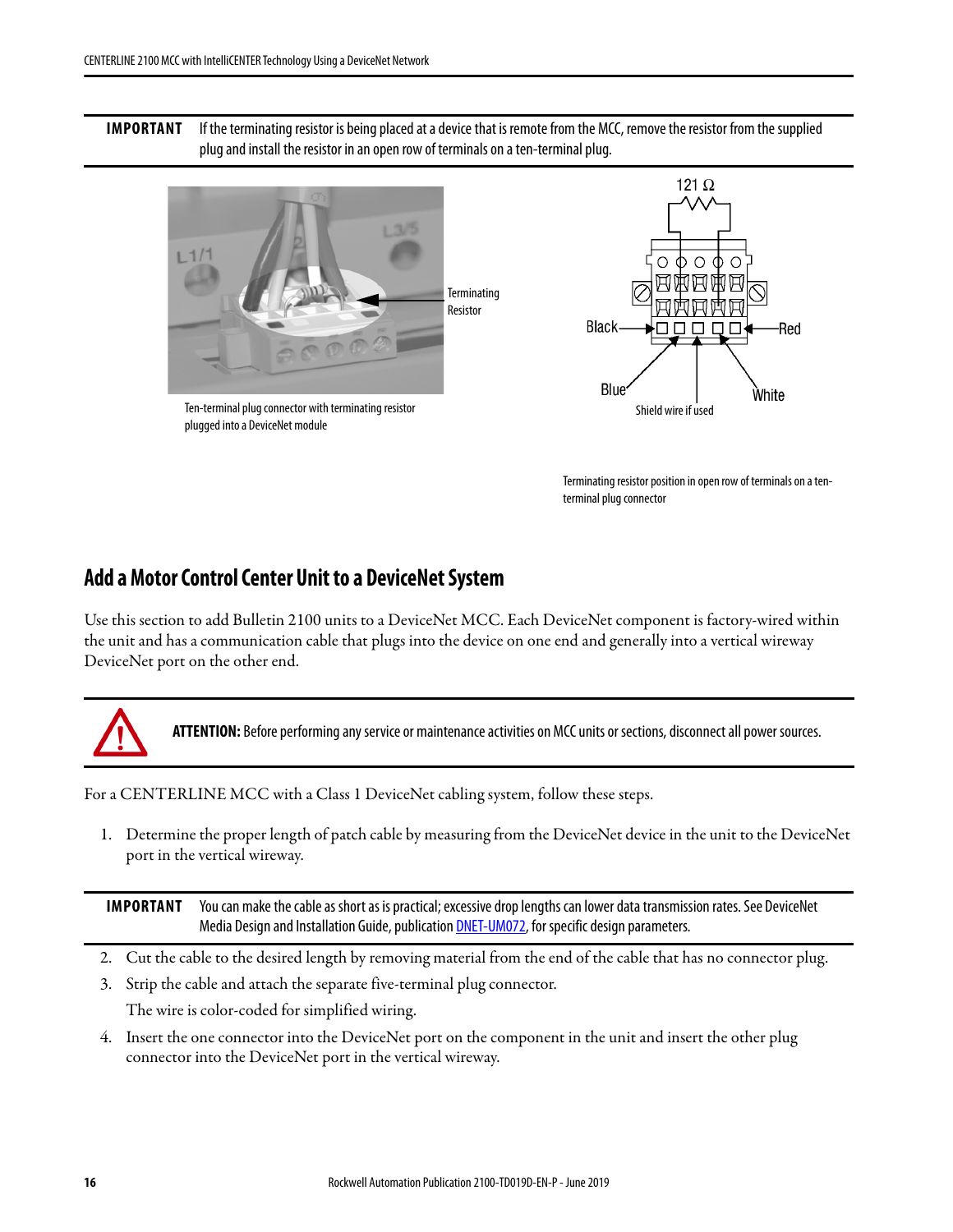**IMPORTANT** If the terminating resistor is being placed at a device that is remote from the MCC, remove the resistor from the supplied plug and install the resistor in an open row of terminals on a ten-terminal plug.

Terminating Resistor

Ten-terminal plug connector with terminating resistor plugged into a DeviceNet module

121 Ω

Black

Red

Blue

White

Shield wire if used

Terminating resistor position in open row of terminals on a ten-terminal plug connector

## Add a Motor Control Center Unit to a DeviceNet System

Use this section to add Bulletin 2100 units to a DeviceNet MCC. Each DeviceNet component is factory-wired within the unit and has a communication cable that plugs into the device on one end and generally into a vertical wireway DeviceNet port on the other end.

**ATTENTION:** Before performing any service or maintenance activities on MCC units or sections, disconnect all power sources.

For a CENTERLINE MCC with a Class 1 DeviceNet cabling system, follow these steps.

1. Determine the proper length of patch cable by measuring from the DeviceNet device in the unit to the DeviceNet port in the vertical wireway.

**IMPORTANT** You can make the cable as short as is practical; excessive drop lengths can lower data transmission rates. See DeviceNet Media Design and Installation Guide, publication DNET-UM072, for specific design parameters.

2. Cut the cable to the desired length by removing material from the end of the cable that has no connector plug.
3. Strip the cable and attach the separate five-terminal plug connector.

   The wire is color-coded for simplified wiring.
4. Insert the one connector into the DeviceNet port on the component in the unit and insert the other plug connector into the DeviceNet port in the vertical wireway.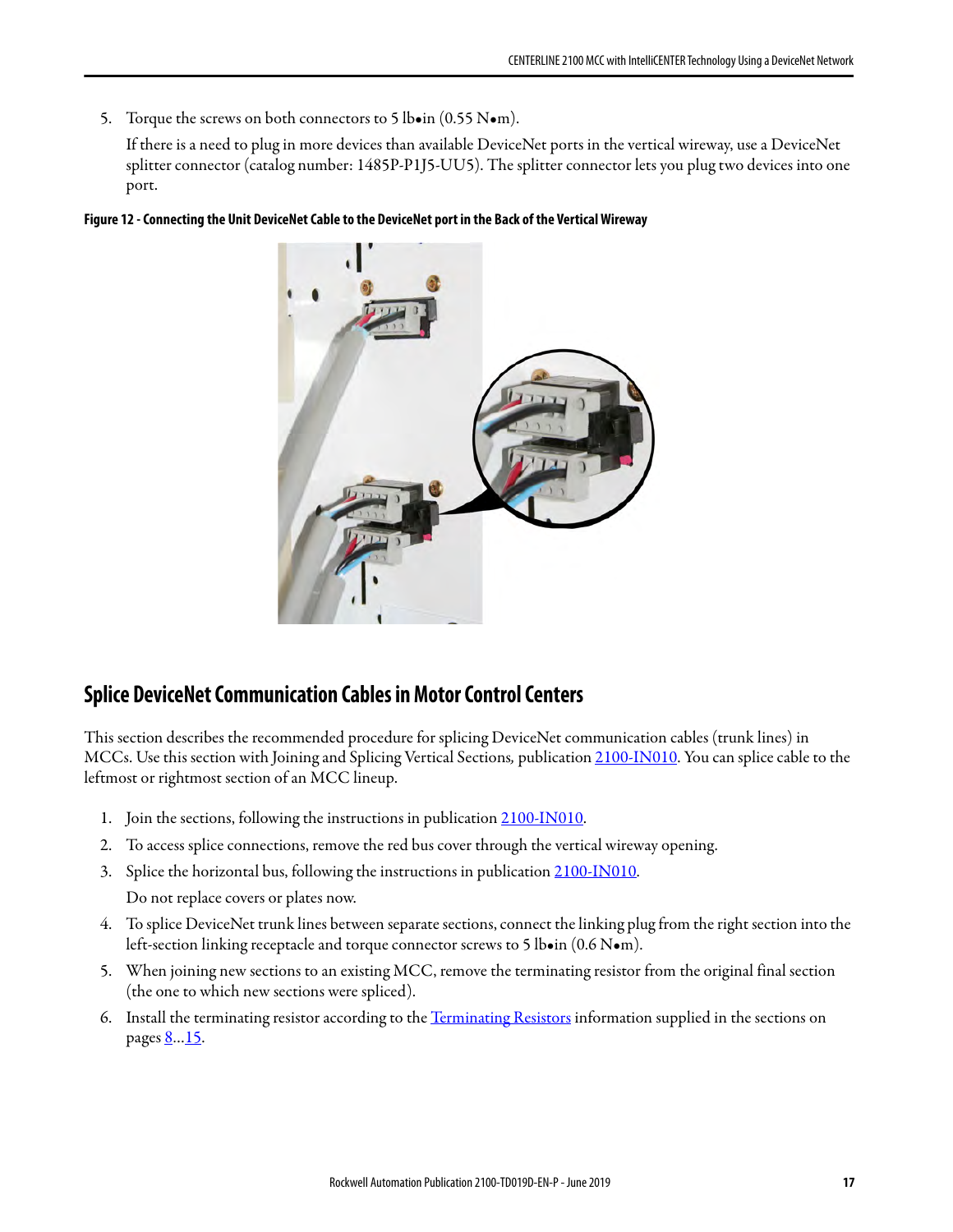5. Torque the screws on both connectors to 5 lb•in (0.55 N•m).

   If there is a need to plug in more devices than available DeviceNet ports in the vertical wireway, use a DeviceNet splitter connector (catalog number: 1485P-P1J5-UU5). The splitter connector lets you plug two devices into one port.

**Figure 12 - Connecting the Unit DeviceNet Cable to the DeviceNet port in the Back of the Vertical Wireway**

## Splice DeviceNet Communication Cables in Motor Control Centers

This section describes the recommended procedure for splicing DeviceNet communication cables (trunk lines) in MCCs. Use this section with Joining and Splicing Vertical Sections, publication 2100-IN010. You can splice cable to the leftmost or rightmost section of an MCC lineup.

1. Join the sections, following the instructions in publication 2100-IN010.
2. To access splice connections, remove the red bus cover through the vertical wireway opening.
3. Splice the horizontal bus, following the instructions in publication 2100-IN010.

   Do not replace covers or plates now.
4. To splice DeviceNet trunk lines between separate sections, connect the linking plug from the right section into the left-section linking receptacle and torque connector screws to 5 lb•in (0.6 N•m).
5. When joining new sections to an existing MCC, remove the terminating resistor from the original final section (the one to which new sections were spliced).
6. Install the terminating resistor according to the Terminating Resistors information supplied in the sections on pages 8...15.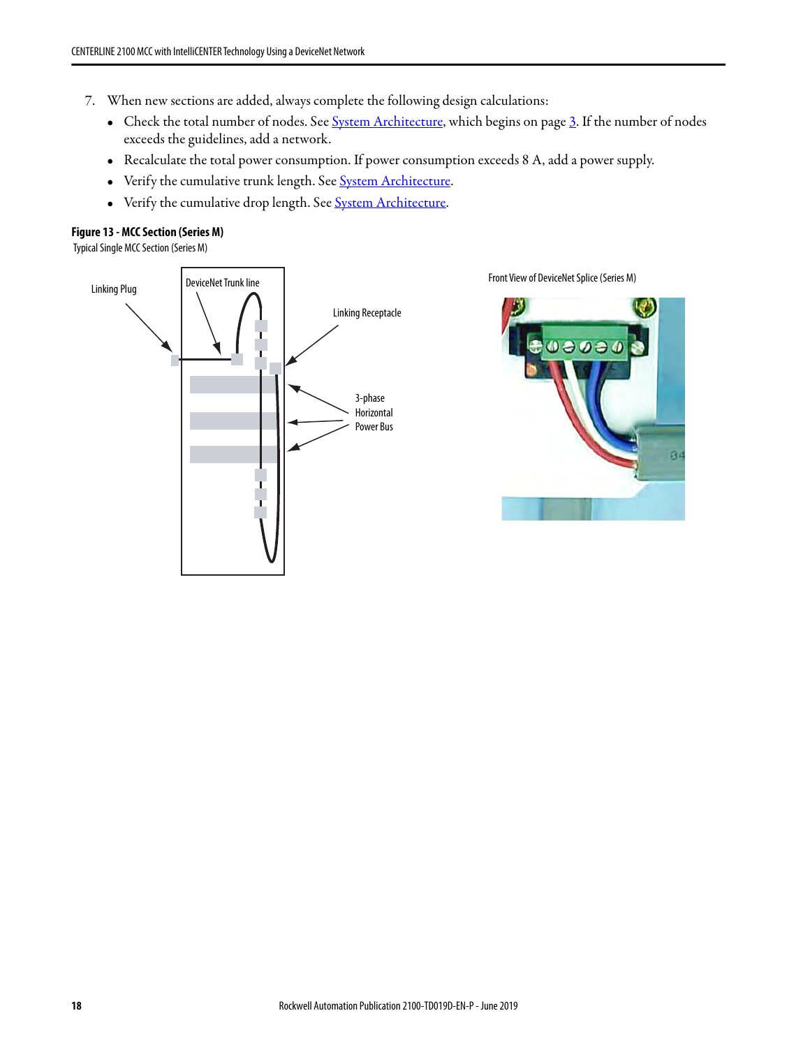7. When new sections are added, always complete the following design calculations:
   - Check the total number of nodes. See System Architecture, which begins on page 3. If the number of nodes exceeds the guidelines, add a network.
   - Recalculate the total power consumption. If power consumption exceeds 8 A, add a power supply.
   - Verify the cumulative trunk length. See System Architecture.
   - Verify the cumulative drop length. See System Architecture.

**Figure 13 - MCC Section (Series M)**

Typical Single MCC Section (Series M)

Linking Plug

DeviceNet Trunk line

Linking Receptacle

3-phase Horizontal Power Bus

Front View of DeviceNet Splice (Series M)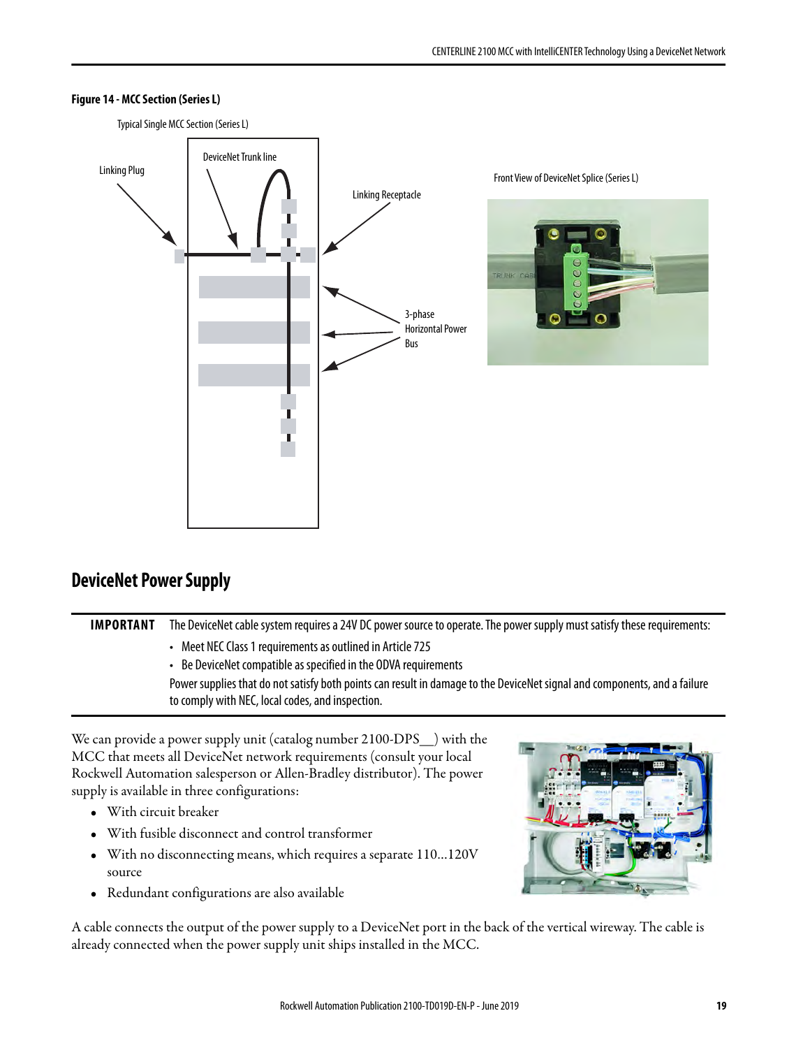**Figure 14 - MCC Section (Series L)**

Typical Single MCC Section (Series L)

Linking Plug

DeviceNet Trunk line

Linking Receptacle

3-phase Horizontal Power Bus

Front View of DeviceNet Splice (Series L)

## DeviceNet Power Supply

**IMPORTANT** The DeviceNet cable system requires a 24V DC power source to operate. The power supply must satisfy these requirements:

- Meet NEC Class 1 requirements as outlined in Article 725
- Be DeviceNet compatible as specified in the ODVA requirements

Power supplies that do not satisfy both points can result in damage to the DeviceNet signal and components, and a failure to comply with NEC, local codes, and inspection.

We can provide a power supply unit (catalog number 2100-DPS__) with the MCC that meets all DeviceNet network requirements (consult your local Rockwell Automation salesperson or Allen-Bradley distributor). The power supply is available in three configurations:

- With circuit breaker
- With fusible disconnect and control transformer
- With no disconnecting means, which requires a separate 110…120V source
- Redundant configurations are also available

A cable connects the output of the power supply to a DeviceNet port in the back of the vertical wireway. The cable is already connected when the power supply unit ships installed in the MCC.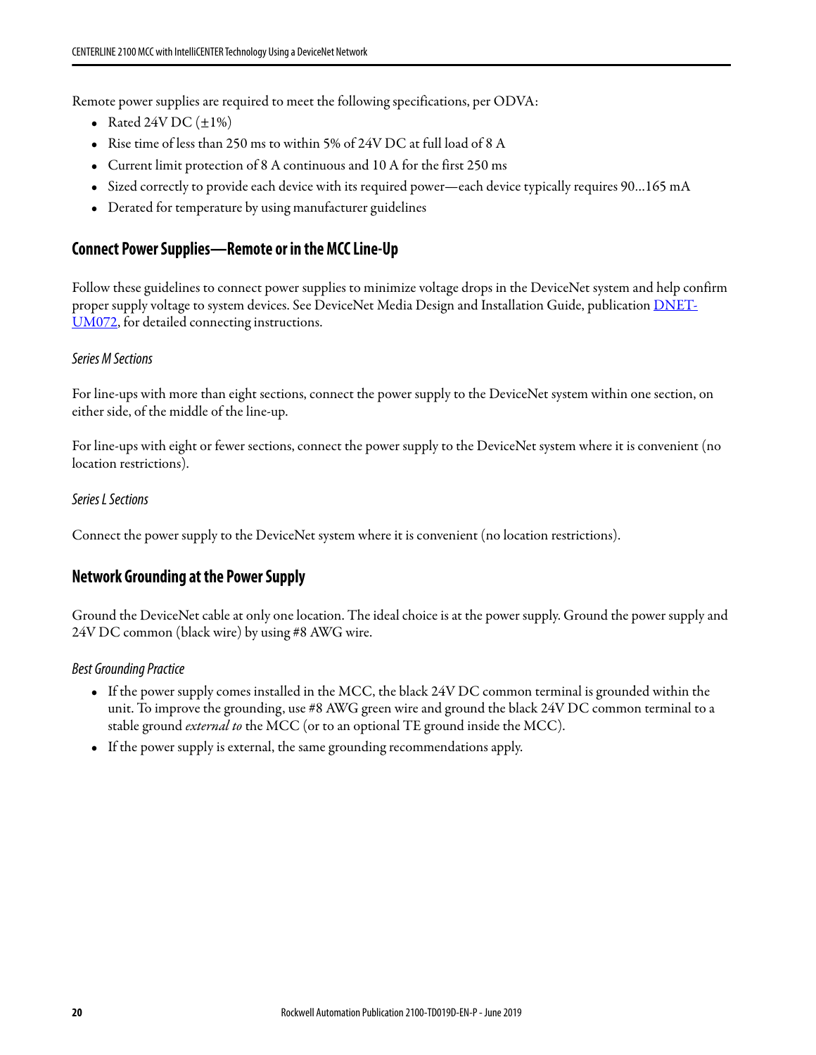Remote power supplies are required to meet the following specifications, per ODVA:

- Rated 24V DC (±1%)
- Rise time of less than 250 ms to within 5% of 24V DC at full load of 8 A
- Current limit protection of 8 A continuous and 10 A for the first 250 ms
- Sized correctly to provide each device with its required power—each device typically requires 90…165 mA
- Derated for temperature by using manufacturer guidelines

## Connect Power Supplies—Remote or in the MCC Line-Up

Follow these guidelines to connect power supplies to minimize voltage drops in the DeviceNet system and help confirm proper supply voltage to system devices. See DeviceNet Media Design and Installation Guide, publication DNET-UM072, for detailed connecting instructions.

### *Series M Sections*

For line-ups with more than eight sections, connect the power supply to the DeviceNet system within one section, on either side, of the middle of the line-up.

For line-ups with eight or fewer sections, connect the power supply to the DeviceNet system where it is convenient (no location restrictions).

### *Series L Sections*

Connect the power supply to the DeviceNet system where it is convenient (no location restrictions).

## Network Grounding at the Power Supply

Ground the DeviceNet cable at only one location. The ideal choice is at the power supply. Ground the power supply and 24V DC common (black wire) by using #8 AWG wire.

### *Best Grounding Practice*

- If the power supply comes installed in the MCC, the black 24V DC common terminal is grounded within the unit. To improve the grounding, use #8 AWG green wire and ground the black 24V DC common terminal to a stable ground *external to* the MCC (or to an optional TE ground inside the MCC).
- If the power supply is external, the same grounding recommendations apply.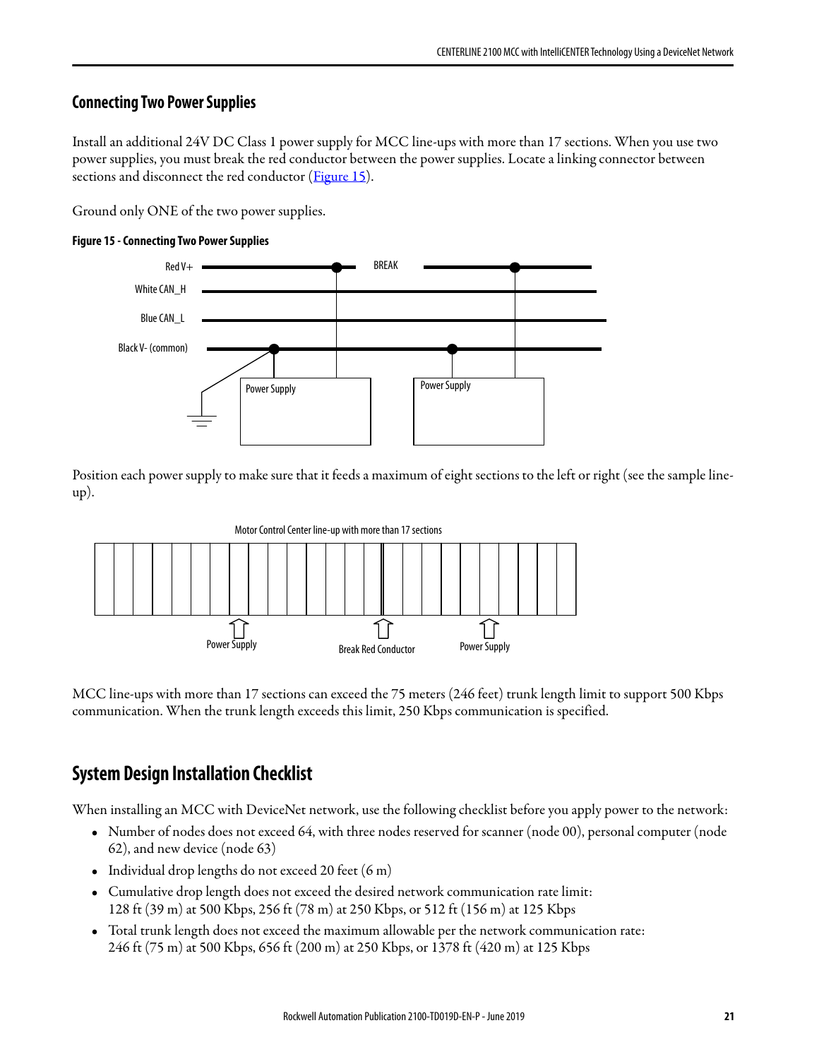## Connecting Two Power Supplies

Install an additional 24V DC Class 1 power supply for MCC line-ups with more than 17 sections. When you use two power supplies, you must break the red conductor between the power supplies. Locate a linking connector between sections and disconnect the red conductor (Figure 15).

Ground only ONE of the two power supplies.

**Figure 15 - Connecting Two Power Supplies**

Position each power supply to make sure that it feeds a maximum of eight sections to the left or right (see the sample line-up).

MCC line-ups with more than 17 sections can exceed the 75 meters (246 feet) trunk length limit to support 500 Kbps communication. When the trunk length exceeds this limit, 250 Kbps communication is specified.

## System Design Installation Checklist

When installing an MCC with DeviceNet network, use the following checklist before you apply power to the network:

- Number of nodes does not exceed 64, with three nodes reserved for scanner (node 00), personal computer (node 62), and new device (node 63)
- Individual drop lengths do not exceed 20 feet (6 m)
- Cumulative drop length does not exceed the desired network communication rate limit: 128 ft (39 m) at 500 Kbps, 256 ft (78 m) at 250 Kbps, or 512 ft (156 m) at 125 Kbps
- Total trunk length does not exceed the maximum allowable per the network communication rate: 246 ft (75 m) at 500 Kbps, 656 ft (200 m) at 250 Kbps, or 1378 ft (420 m) at 125 Kbps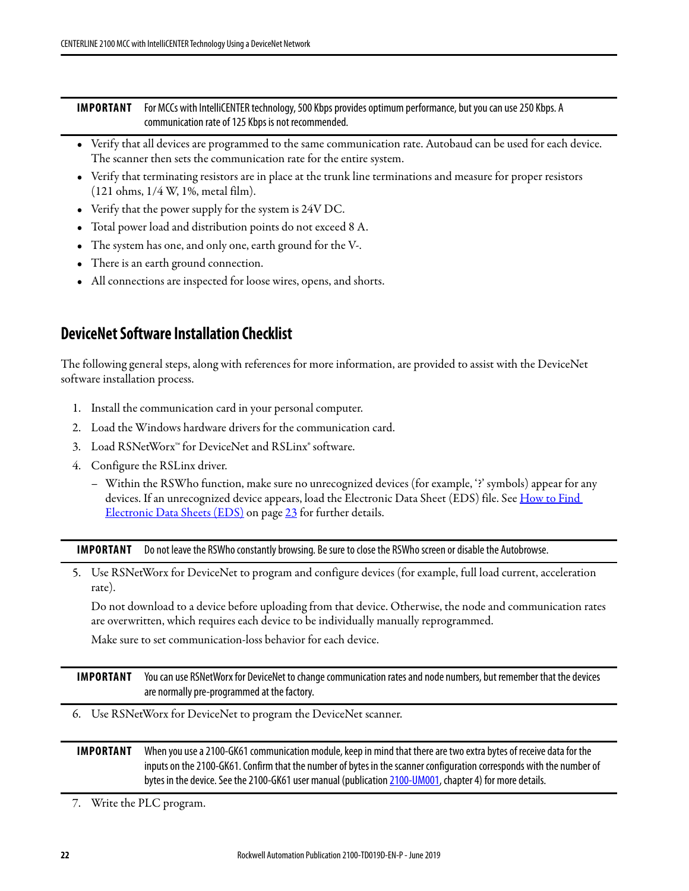| IMPORTANT | For MCCs with IntelliCENTER technology, 500 Kbps provides optimum performance, but you can use 250 Kbps. A communication rate of 125 Kbps is not recommended. |
|---|---|

- Verify that all devices are programmed to the same communication rate. Autobaud can be used for each device. The scanner then sets the communication rate for the entire system.
- Verify that terminating resistors are in place at the trunk line terminations and measure for proper resistors (121 ohms, 1/4 W, 1%, metal film).
- Verify that the power supply for the system is 24V DC.
- Total power load and distribution points do not exceed 8 A.
- The system has one, and only one, earth ground for the V-.
- There is an earth ground connection.
- All connections are inspected for loose wires, opens, and shorts.

## DeviceNet Software Installation Checklist

The following general steps, along with references for more information, are provided to assist with the DeviceNet software installation process.

1. Install the communication card in your personal computer.
2. Load the Windows hardware drivers for the communication card.
3. Load RSNetWorx™ for DeviceNet and RSLinx® software.
4. Configure the RSLinx driver.
   - Within the RSWho function, make sure no unrecognized devices (for example, '?' symbols) appear for any devices. If an unrecognized device appears, load the Electronic Data Sheet (EDS) file. See How to Find Electronic Data Sheets (EDS) on page 23 for further details.

| IMPORTANT | Do not leave the RSWho constantly browsing. Be sure to close the RSWho screen or disable the Autobrowse. |
|---|---|

5. Use RSNetWorx for DeviceNet to program and configure devices (for example, full load current, acceleration rate).

   Do not download to a device before uploading from that device. Otherwise, the node and communication rates are overwritten, which requires each device to be individually manually reprogrammed.

   Make sure to set communication-loss behavior for each device.

| IMPORTANT | You can use RSNetWorx for DeviceNet to change communication rates and node numbers, but remember that the devices are normally pre-programmed at the factory. |
|---|---|

6. Use RSNetWorx for DeviceNet to program the DeviceNet scanner.

| IMPORTANT | When you use a 2100-GK61 communication module, keep in mind that there are two extra bytes of receive data for the inputs on the 2100-GK61. Confirm that the number of bytes in the scanner configuration corresponds with the number of bytes in the device. See the 2100-GK61 user manual (publication 2100-UM001, chapter 4) for more details. |
|---|---|

7. Write the PLC program.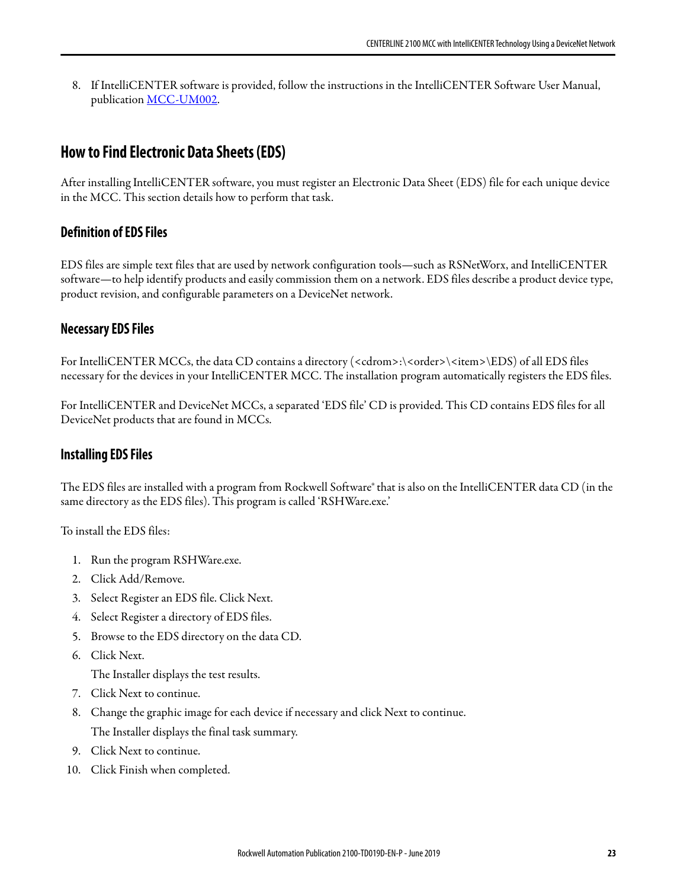8. If IntelliCENTER software is provided, follow the instructions in the IntelliCENTER Software User Manual, publication MCC-UM002.

## How to Find Electronic Data Sheets (EDS)

After installing IntelliCENTER software, you must register an Electronic Data Sheet (EDS) file for each unique device in the MCC. This section details how to perform that task.

### Definition of EDS Files

EDS files are simple text files that are used by network configuration tools—such as RSNetWorx, and IntelliCENTER software—to help identify products and easily commission them on a network. EDS files describe a product device type, product revision, and configurable parameters on a DeviceNet network.

### Necessary EDS Files

For IntelliCENTER MCCs, the data CD contains a directory (<cdrom>:\<order>\<item>\EDS) of all EDS files necessary for the devices in your IntelliCENTER MCC. The installation program automatically registers the EDS files.

For IntelliCENTER and DeviceNet MCCs, a separated 'EDS file' CD is provided. This CD contains EDS files for all DeviceNet products that are found in MCCs.

### Installing EDS Files

The EDS files are installed with a program from Rockwell Software® that is also on the IntelliCENTER data CD (in the same directory as the EDS files). This program is called 'RSHWare.exe.'

To install the EDS files:

1. Run the program RSHWare.exe.
2. Click Add/Remove.
3. Select Register an EDS file. Click Next.
4. Select Register a directory of EDS files.
5. Browse to the EDS directory on the data CD.
6. Click Next.

   The Installer displays the test results.
7. Click Next to continue.
8. Change the graphic image for each device if necessary and click Next to continue.

   The Installer displays the final task summary.
9. Click Next to continue.
10. Click Finish when completed.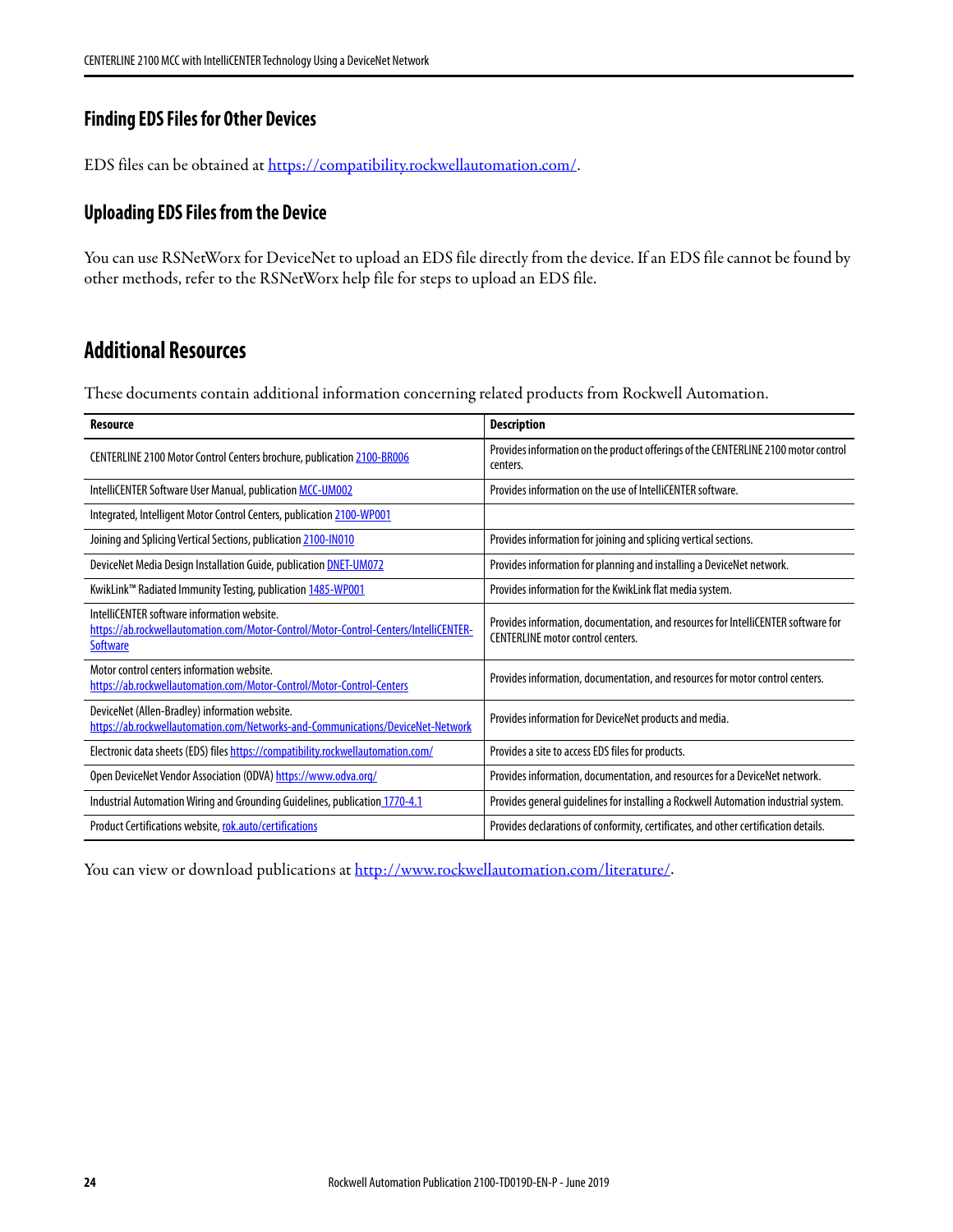### Finding EDS Files for Other Devices

EDS files can be obtained at https://compatibility.rockwellautomation.com/.

### Uploading EDS Files from the Device

You can use RSNetWorx for DeviceNet to upload an EDS file directly from the device. If an EDS file cannot be found by other methods, refer to the RSNetWorx help file for steps to upload an EDS file.

## Additional Resources

These documents contain additional information concerning related products from Rockwell Automation.

| Resource | Description |
|---|---|
| CENTERLINE 2100 Motor Control Centers brochure, publication 2100-BR006 | Provides information on the product offerings of the CENTERLINE 2100 motor control centers. |
| IntelliCENTER Software User Manual, publication MCC-UM002 | Provides information on the use of IntelliCENTER software. |
| Integrated, Intelligent Motor Control Centers, publication 2100-WP001 | |
| Joining and Splicing Vertical Sections, publication 2100-IN010 | Provides information for joining and splicing vertical sections. |
| DeviceNet Media Design Installation Guide, publication DNET-UM072 | Provides information for planning and installing a DeviceNet network. |
| KwikLink™ Radiated Immunity Testing, publication 1485-WP001 | Provides information for the KwikLink flat media system. |
| IntelliCENTER software information website. https://ab.rockwellautomation.com/Motor-Control/Motor-Control-Centers/IntelliCENTER-Software | Provides information, documentation, and resources for IntelliCENTER software for CENTERLINE motor control centers. |
| Motor control centers information website. https://ab.rockwellautomation.com/Motor-Control/Motor-Control-Centers | Provides information, documentation, and resources for motor control centers. |
| DeviceNet (Allen-Bradley) information website. https://ab.rockwellautomation.com/Networks-and-Communications/DeviceNet-Network | Provides information for DeviceNet products and media. |
| Electronic data sheets (EDS) files https://compatibility.rockwellautomation.com/ | Provides a site to access EDS files for products. |
| Open DeviceNet Vendor Association (ODVA) https://www.odva.org/ | Provides information, documentation, and resources for a DeviceNet network. |
| Industrial Automation Wiring and Grounding Guidelines, publication 1770-4.1 | Provides general guidelines for installing a Rockwell Automation industrial system. |
| Product Certifications website, rok.auto/certifications | Provides declarations of conformity, certificates, and other certification details. |

You can view or download publications at http://www.rockwellautomation.com/literature/.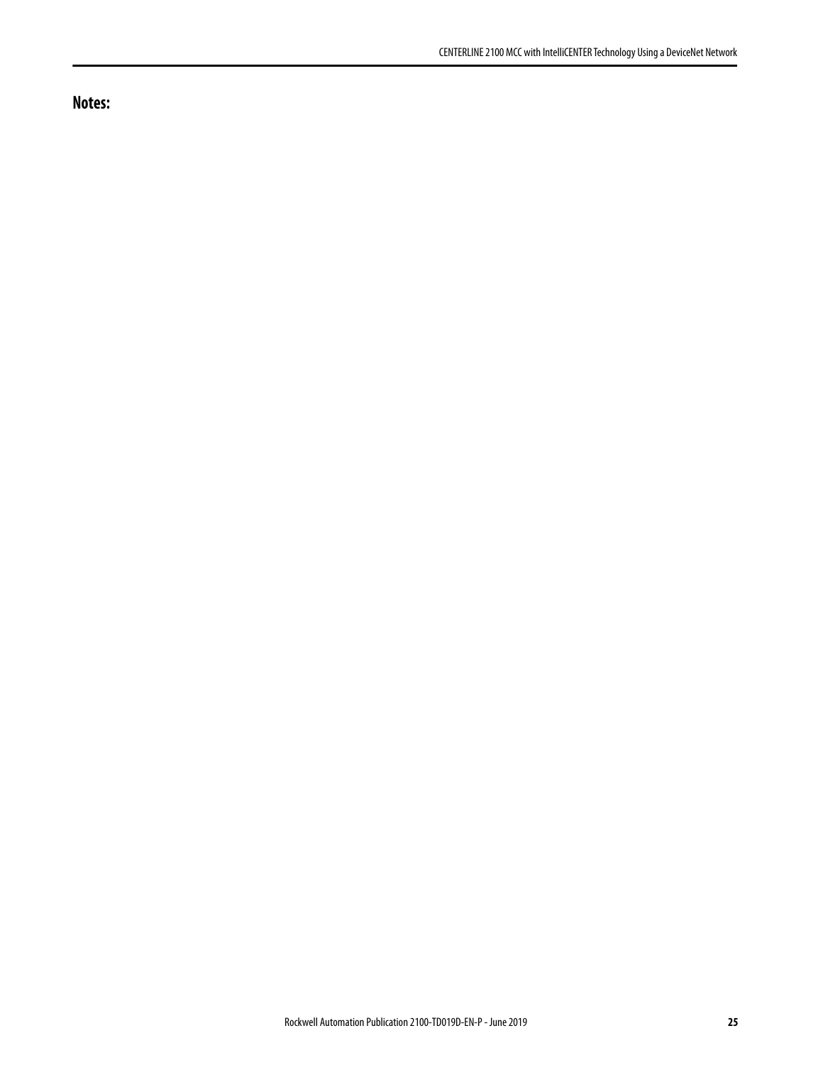**Notes:**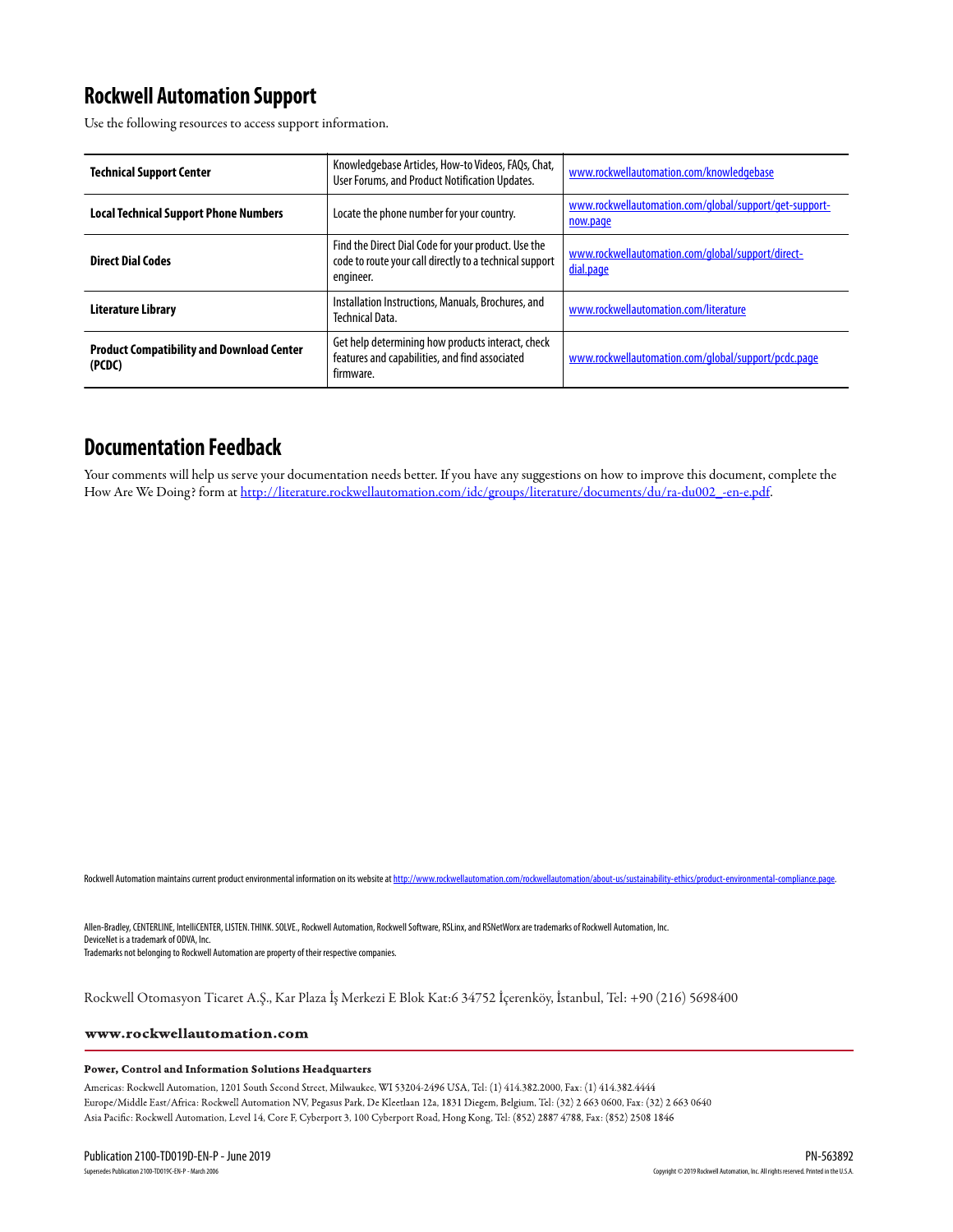## Rockwell Automation Support

Use the following resources to access support information.

| | | |
|---|---|---|
| **Technical Support Center** | Knowledgebase Articles, How-to Videos, FAQs, Chat, User Forums, and Product Notification Updates. | www.rockwellautomation.com/knowledgebase |
| **Local Technical Support Phone Numbers** | Locate the phone number for your country. | www.rockwellautomation.com/global/support/get-support-now.page |
| **Direct Dial Codes** | Find the Direct Dial Code for your product. Use the code to route your call directly to a technical support engineer. | www.rockwellautomation.com/global/support/direct-dial.page |
| **Literature Library** | Installation Instructions, Manuals, Brochures, and Technical Data. | www.rockwellautomation.com/literature |
| **Product Compatibility and Download Center (PCDC)** | Get help determining how products interact, check features and capabilities, and find associated firmware. | www.rockwellautomation.com/global/support/pcdc.page |

## Documentation Feedback

Your comments will help us serve your documentation needs better. If you have any suggestions on how to improve this document, complete the How Are We Doing? form at http://literature.rockwellautomation.com/idc/groups/literature/documents/du/ra-du002_-en-e.pdf.

Rockwell Automation maintains current product environmental information on its website at http://www.rockwellautomation.com/rockwellautomation/about-us/sustainability-ethics/product-environmental-compliance.page.

Allen-Bradley, CENTERLINE, IntelliCENTER, LISTEN. THINK. SOLVE., Rockwell Automation, Rockwell Software, RSLinx, and RSNetWorx are trademarks of Rockwell Automation, Inc.
DeviceNet is a trademark of ODVA, Inc.
Trademarks not belonging to Rockwell Automation are property of their respective companies.

Rockwell Otomasyon Ticaret A.Ş., Kar Plaza İş Merkezi E Blok Kat:6 34752 İçerenköy, İstanbul, Tel: +90 (216) 5698400

**www.rockwellautomation.com**

**Power, Control and Information Solutions Headquarters**

Americas: Rockwell Automation, 1201 South Second Street, Milwaukee, WI 53204-2496 USA, Tel: (1) 414.382.2000, Fax: (1) 414.382.4444
Europe/Middle East/Africa: Rockwell Automation NV, Pegasus Park, De Kleetlaan 12a, 1831 Diegem, Belgium, Tel: (32) 2 663 0600, Fax: (32) 2 663 0640
Asia Pacific: Rockwell Automation, Level 14, Core F, Cyberport 3, 100 Cyberport Road, Hong Kong, Tel: (852) 2887 4788, Fax: (852) 2508 1846

Publication 2100-TD019D-EN-P - June 2019
Supersedes Publication 2100-TD019C-EN-P - March 2006

PN-563892
Copyright © 2019 Rockwell Automation, Inc. All rights reserved. Printed in the U.S.A.